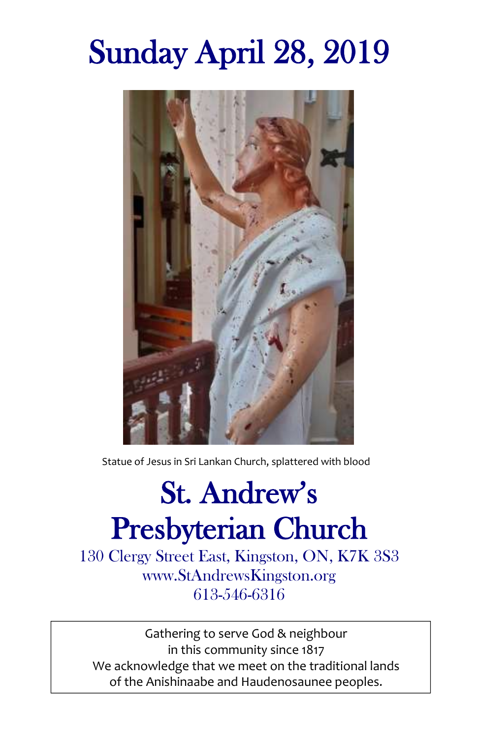# Sunday April 28, 2019

Statue of Jesus in Sri Lankan Church, splattered with blood

# St. Andrew's Presbyterian Church

130 Clergy Street East, Kingston, ON, K7K 3S3
www.StAndrewsKingston.org
613-546-6316

Gathering to serve God & neighbour
in this community since 1817
We acknowledge that we meet on the traditional lands
of the Anishinaabe and Haudenosaunee peoples.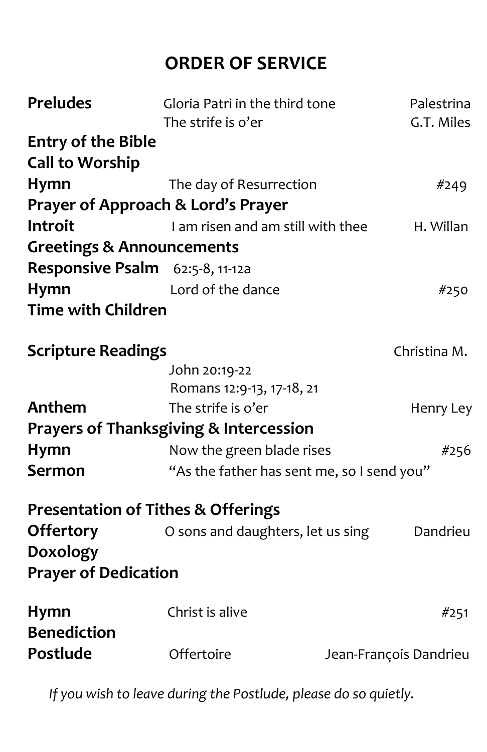# ORDER OF SERVICE

| | | |
|---|---|---|
| **Preludes** | Gloria Patri in the third tone | Palestrina |
| | The strife is o'er | G.T. Miles |
| **Entry of the Bible** | | |
| **Call to Worship** | | |
| **Hymn** | The day of Resurrection | #249 |
| **Prayer of Approach & Lord's Prayer** | | |
| **Introit** | I am risen and am still with thee | H. Willan |
| **Greetings & Announcements** | | |
| **Responsive Psalm** | 62:5-8, 11-12a | |
| **Hymn** | Lord of the dance | #250 |
| **Time with Children** | | |
| **Scripture Readings** | | Christina M. |
| | John 20:19-22 | |
| | Romans 12:9-13, 17-18, 21 | |
| **Anthem** | The strife is o'er | Henry Ley |
| **Prayers of Thanksgiving & Intercession** | | |
| **Hymn** | Now the green blade rises | #256 |
| **Sermon** | "As the father has sent me, so I send you" | |
| **Presentation of Tithes & Offerings** | | |
| **Offertory** | O sons and daughters, let us sing | Dandrieu |
| **Doxology** | | |
| **Prayer of Dedication** | | |
| **Hymn** | Christ is alive | #251 |
| **Benediction** | | |
| **Postlude** | Offertoire | Jean-François Dandrieu |

*If you wish to leave during the Postlude, please do so quietly.*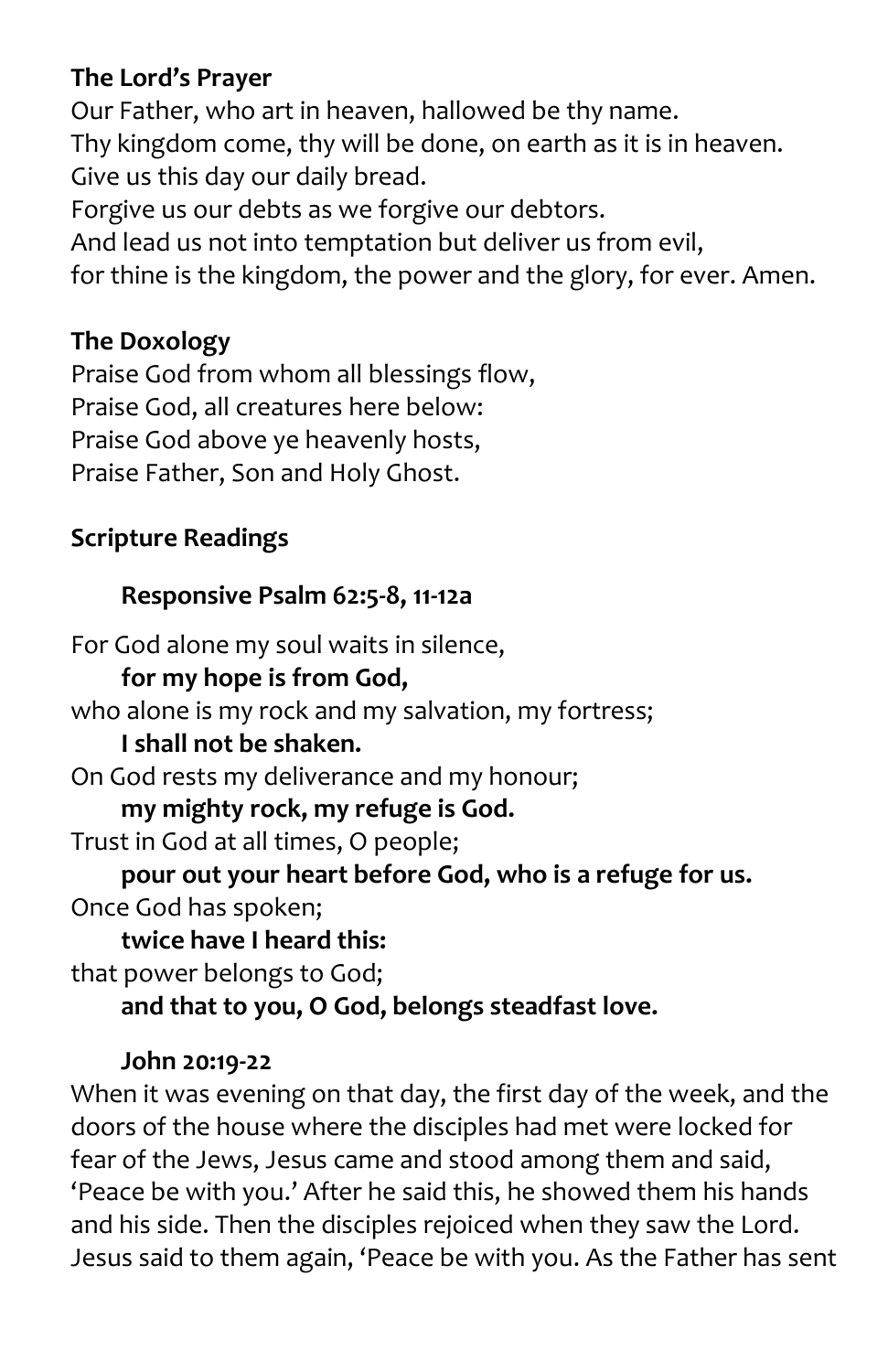**The Lord's Prayer**

Our Father, who art in heaven, hallowed be thy name.
Thy kingdom come, thy will be done, on earth as it is in heaven.
Give us this day our daily bread.
Forgive us our debts as we forgive our debtors.
And lead us not into temptation but deliver us from evil,
for thine is the kingdom, the power and the glory, for ever. Amen.

**The Doxology**

Praise God from whom all blessings flow,
Praise God, all creatures here below:
Praise God above ye heavenly hosts,
Praise Father, Son and Holy Ghost.

**Scripture Readings**

**Responsive Psalm 62:5-8, 11-12a**

For God alone my soul waits in silence,
**for my hope is from God,**
who alone is my rock and my salvation, my fortress;
**I shall not be shaken.**
On God rests my deliverance and my honour;
**my mighty rock, my refuge is God.**
Trust in God at all times, O people;
**pour out your heart before God, who is a refuge for us.**
Once God has spoken;
**twice have I heard this:**
that power belongs to God;
**and that to you, O God, belongs steadfast love.**

**John 20:19-22**

When it was evening on that day, the first day of the week, and the doors of the house where the disciples had met were locked for fear of the Jews, Jesus came and stood among them and said, 'Peace be with you.' After he said this, he showed them his hands and his side. Then the disciples rejoiced when they saw the Lord. Jesus said to them again, 'Peace be with you. As the Father has sent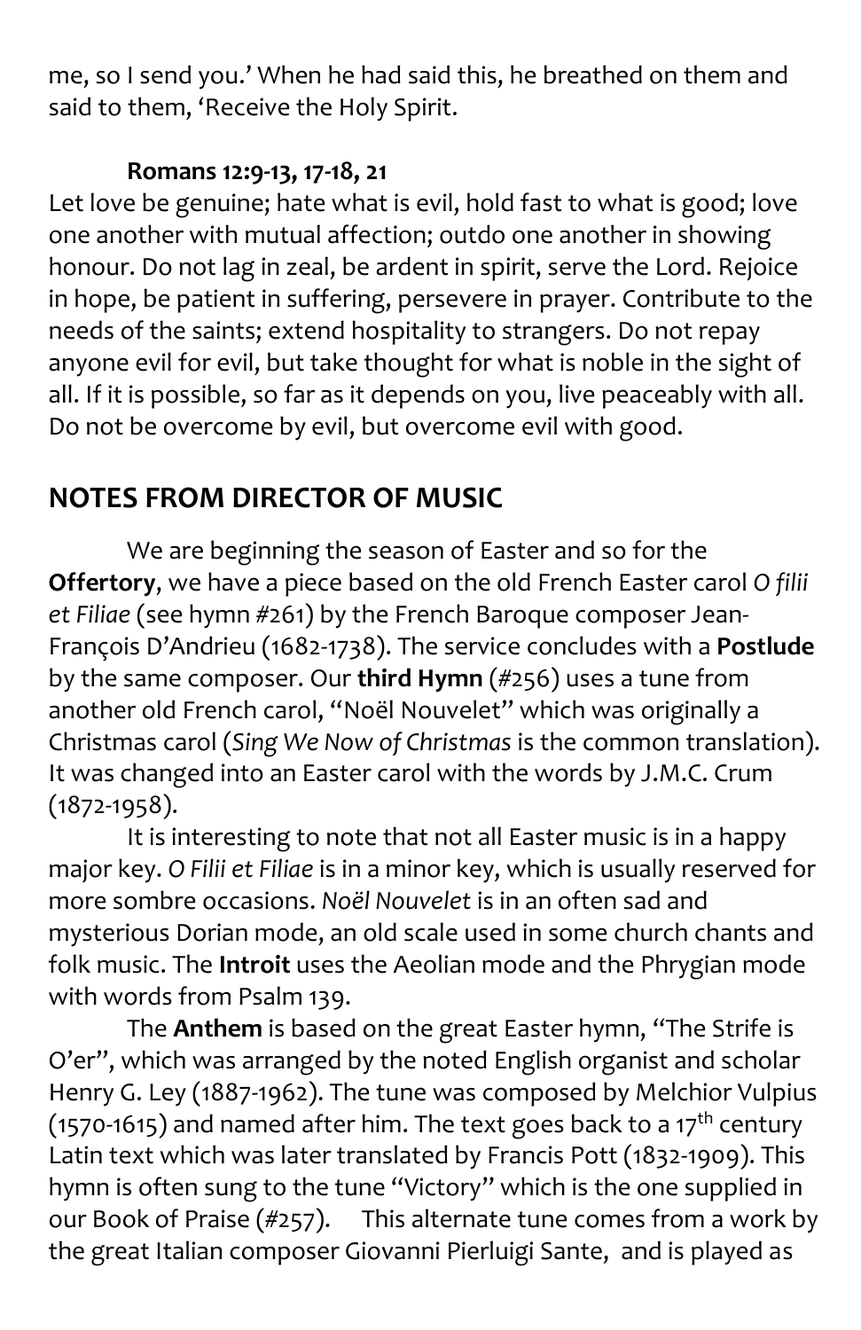me, so I send you.' When he had said this, he breathed on them and said to them, 'Receive the Holy Spirit.

**Romans 12:9-13, 17-18, 21**

Let love be genuine; hate what is evil, hold fast to what is good; love one another with mutual affection; outdo one another in showing honour. Do not lag in zeal, be ardent in spirit, serve the Lord. Rejoice in hope, be patient in suffering, persevere in prayer. Contribute to the needs of the saints; extend hospitality to strangers. Do not repay anyone evil for evil, but take thought for what is noble in the sight of all. If it is possible, so far as it depends on you, live peaceably with all. Do not be overcome by evil, but overcome evil with good.

## NOTES FROM DIRECTOR OF MUSIC

We are beginning the season of Easter and so for the **Offertory**, we have a piece based on the old French Easter carol *O filii et Filiae* (see hymn #261) by the French Baroque composer Jean-François D'Andrieu (1682-1738). The service concludes with a **Postlude** by the same composer. Our **third Hymn** (#256) uses a tune from another old French carol, "Noël Nouvelet" which was originally a Christmas carol (*Sing We Now of Christmas* is the common translation). It was changed into an Easter carol with the words by J.M.C. Crum (1872-1958).

It is interesting to note that not all Easter music is in a happy major key. *O Filii et Filiae* is in a minor key, which is usually reserved for more sombre occasions. *Noël Nouvelet* is in an often sad and mysterious Dorian mode, an old scale used in some church chants and folk music. The **Introit** uses the Aeolian mode and the Phrygian mode with words from Psalm 139.

The **Anthem** is based on the great Easter hymn, "The Strife is O'er", which was arranged by the noted English organist and scholar Henry G. Ley (1887-1962). The tune was composed by Melchior Vulpius (1570-1615) and named after him. The text goes back to a 17th century Latin text which was later translated by Francis Pott (1832-1909). This hymn is often sung to the tune "Victory" which is the one supplied in our Book of Praise (#257). This alternate tune comes from a work by the great Italian composer Giovanni Pierluigi Sante, and is played as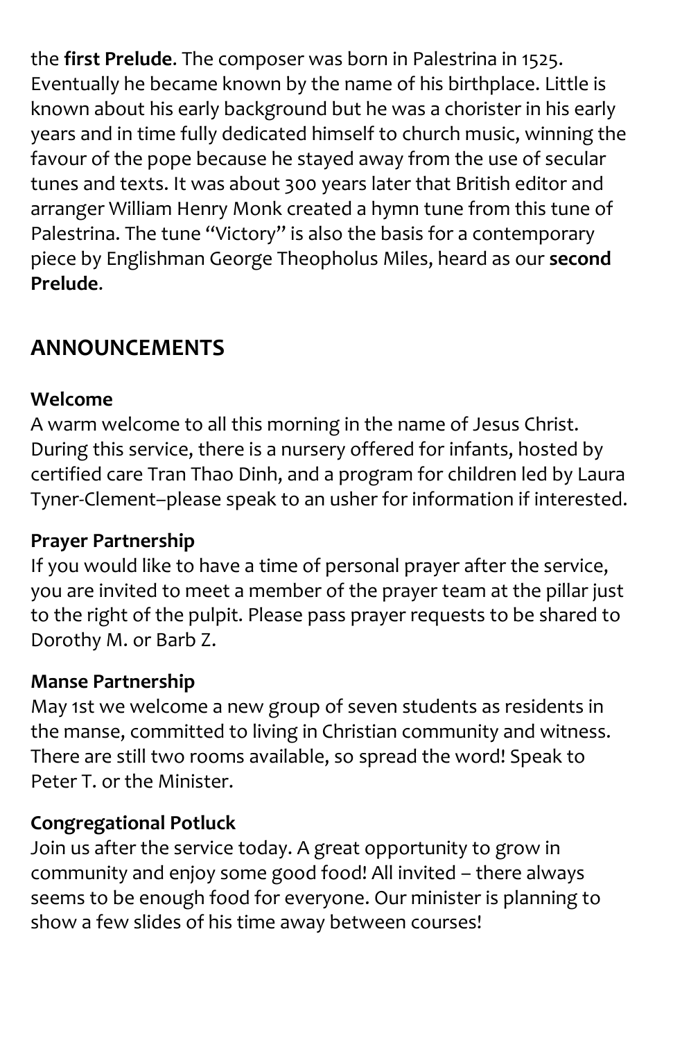the **first Prelude**. The composer was born in Palestrina in 1525. Eventually he became known by the name of his birthplace. Little is known about his early background but he was a chorister in his early years and in time fully dedicated himself to church music, winning the favour of the pope because he stayed away from the use of secular tunes and texts. It was about 300 years later that British editor and arranger William Henry Monk created a hymn tune from this tune of Palestrina. The tune "Victory" is also the basis for a contemporary piece by Englishman George Theopholus Miles, heard as our **second Prelude**.

## ANNOUNCEMENTS

**Welcome**
A warm welcome to all this morning in the name of Jesus Christ. During this service, there is a nursery offered for infants, hosted by certified care Tran Thao Dinh, and a program for children led by Laura Tyner-Clement–please speak to an usher for information if interested.

**Prayer Partnership**
If you would like to have a time of personal prayer after the service, you are invited to meet a member of the prayer team at the pillar just to the right of the pulpit. Please pass prayer requests to be shared to Dorothy M. or Barb Z.

**Manse Partnership**
May 1st we welcome a new group of seven students as residents in the manse, committed to living in Christian community and witness. There are still two rooms available, so spread the word! Speak to Peter T. or the Minister.

**Congregational Potluck**
Join us after the service today. A great opportunity to grow in community and enjoy some good food! All invited – there always seems to be enough food for everyone. Our minister is planning to show a few slides of his time away between courses!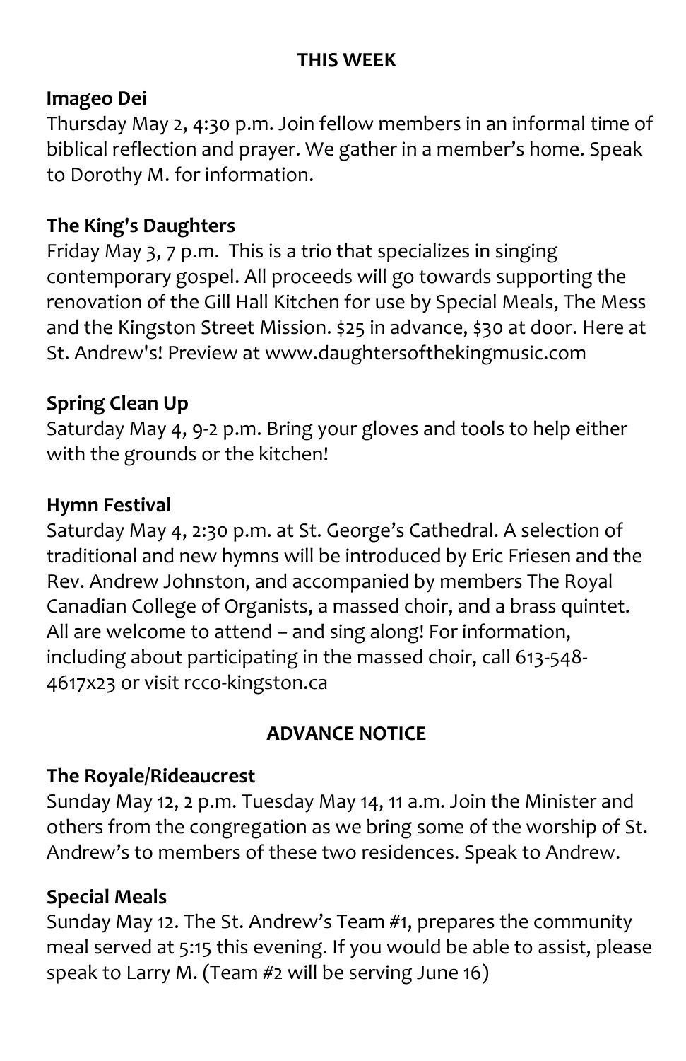## THIS WEEK

### Imageo Dei

Thursday May 2, 4:30 p.m. Join fellow members in an informal time of biblical reflection and prayer. We gather in a member's home. Speak to Dorothy M. for information.

### The King's Daughters

Friday May 3, 7 p.m. This is a trio that specializes in singing contemporary gospel. All proceeds will go towards supporting the renovation of the Gill Hall Kitchen for use by Special Meals, The Mess and the Kingston Street Mission. $25 in advance, $30 at door. Here at St. Andrew's! Preview at www.daughtersofthekingmusic.com

### Spring Clean Up

Saturday May 4, 9-2 p.m. Bring your gloves and tools to help either with the grounds or the kitchen!

### Hymn Festival

Saturday May 4, 2:30 p.m. at St. George's Cathedral. A selection of traditional and new hymns will be introduced by Eric Friesen and the Rev. Andrew Johnston, and accompanied by members The Royal Canadian College of Organists, a massed choir, and a brass quintet. All are welcome to attend – and sing along! For information, including about participating in the massed choir, call 613-548-4617x23 or visit rcco-kingston.ca

## ADVANCE NOTICE

### The Royale/Rideaucrest

Sunday May 12, 2 p.m. Tuesday May 14, 11 a.m. Join the Minister and others from the congregation as we bring some of the worship of St. Andrew's to members of these two residences. Speak to Andrew.

### Special Meals

Sunday May 12. The St. Andrew's Team #1, prepares the community meal served at 5:15 this evening. If you would be able to assist, please speak to Larry M. (Team #2 will be serving June 16)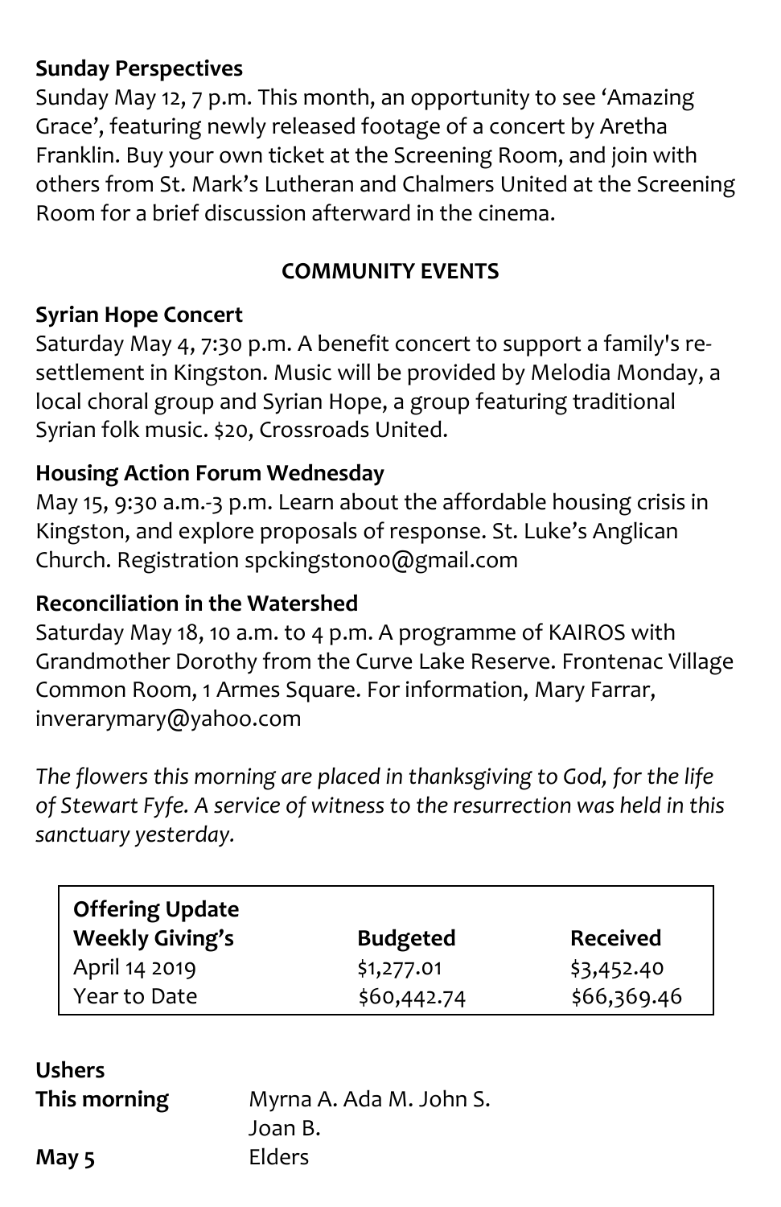**Sunday Perspectives**

Sunday May 12, 7 p.m. This month, an opportunity to see 'Amazing Grace', featuring newly released footage of a concert by Aretha Franklin. Buy your own ticket at the Screening Room, and join with others from St. Mark's Lutheran and Chalmers United at the Screening Room for a brief discussion afterward in the cinema.

## COMMUNITY EVENTS

**Syrian Hope Concert**

Saturday May 4, 7:30 p.m. A benefit concert to support a family's re-settlement in Kingston. Music will be provided by Melodia Monday, a local choral group and Syrian Hope, a group featuring traditional Syrian folk music. $20, Crossroads United.

**Housing Action Forum Wednesday**

May 15, 9:30 a.m.-3 p.m. Learn about the affordable housing crisis in Kingston, and explore proposals of response. St. Luke's Anglican Church. Registration spckingston00@gmail.com

**Reconciliation in the Watershed**

Saturday May 18, 10 a.m. to 4 p.m. A programme of KAIROS with Grandmother Dorothy from the Curve Lake Reserve. Frontenac Village Common Room, 1 Armes Square. For information, Mary Farrar, inverarymary@yahoo.com

*The flowers this morning are placed in thanksgiving to God, for the life of Stewart Fyfe. A service of witness to the resurrection was held in this sanctuary yesterday.*

| **Offering Update** **Weekly Giving's** | **Budgeted** | **Received** |
|---|---|---|
| April 14 2019 | $1,277.01 | $3,452.40 |
| Year to Date | $60,442.74 | $66,369.46 |

**Ushers**

| | |
|---|---|
| **This morning** | Myrna A. Ada M. John S. Joan B. |
| **May 5** | Elders |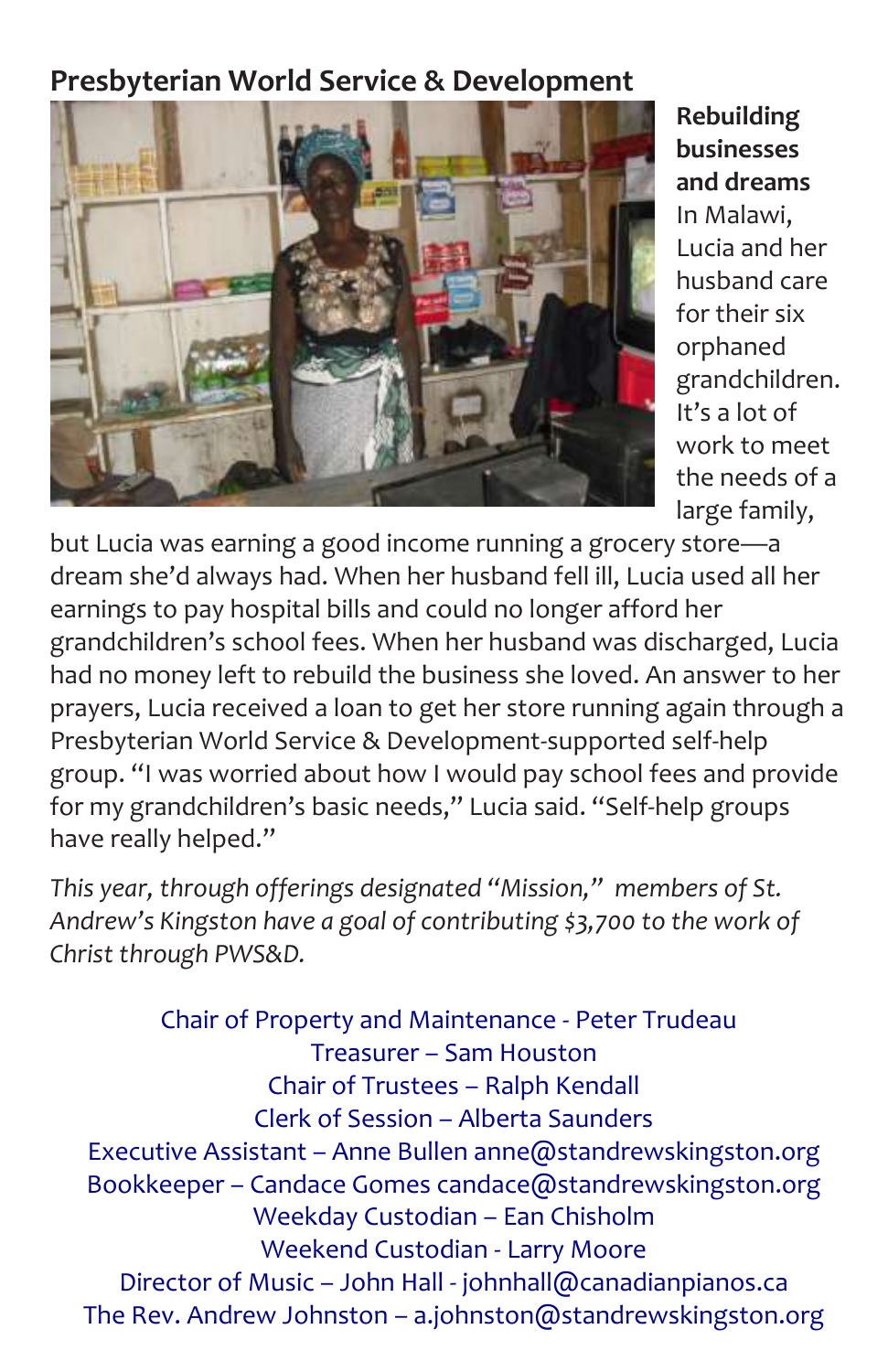## Presbyterian World Service & Development

**Rebuilding businesses and dreams**

In Malawi, Lucia and her husband care for their six orphaned grandchildren. It's a lot of work to meet the needs of a large family, but Lucia was earning a good income running a grocery store—a dream she'd always had. When her husband fell ill, Lucia used all her earnings to pay hospital bills and could no longer afford her grandchildren's school fees. When her husband was discharged, Lucia had no money left to rebuild the business she loved. An answer to her prayers, Lucia received a loan to get her store running again through a Presbyterian World Service & Development-supported self-help group. "I was worried about how I would pay school fees and provide for my grandchildren's basic needs," Lucia said. "Self-help groups have really helped."

*This year, through offerings designated "Mission," members of St. Andrew's Kingston have a goal of contributing $3,700 to the work of Christ through PWS&D.*

Chair of Property and Maintenance - Peter Trudeau
Treasurer – Sam Houston
Chair of Trustees – Ralph Kendall
Clerk of Session – Alberta Saunders
Executive Assistant – Anne Bullen anne@standrewskingston.org
Bookkeeper – Candace Gomes candace@standrewskingston.org
Weekday Custodian – Ean Chisholm
Weekend Custodian - Larry Moore
Director of Music – John Hall - johnhall@canadianpianos.ca
The Rev. Andrew Johnston – a.johnston@standrewskingston.org